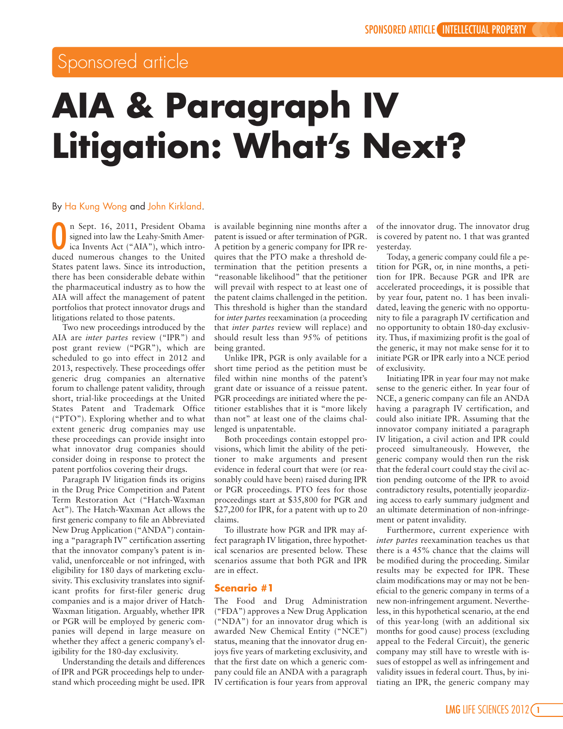Sponsored article

# AIA & Paragraph IV Litigation: What's Next?

By Ha Kung Wong and John Kirkland.

On Sept. 16, 2011, President Obama signed into law the Leahy-Smith America Invents Act ("AIA"), which introduced numerous changes to the United States patent laws. Since its introduction, there has been considerable debate within the pharmaceutical industry as to how the AIA will affect the management of patent portfolios that protect innovator drugs and litigations related to those patents.

Two new proceedings introduced by the AIA are *inter partes* review ("IPR") and post grant review ("PGR"), which are scheduled to go into effect in 2012 and 2013, respectively. These proceedings offer generic drug companies an alternative forum to challenge patent validity, through short, trial-like proceedings at the United States Patent and Trademark Office ("PTO"). Exploring whether and to what extent generic drug companies may use these proceedings can provide insight into what innovator drug companies should consider doing in response to protect the patent portfolios covering their drugs.

Paragraph IV litigation finds its origins in the Drug Price Competition and Patent Term Restoration Act ("Hatch-Waxman Act"). The Hatch-Waxman Act allows the first generic company to file an Abbreviated New Drug Application ("ANDA") containing a "paragraph IV" certification asserting that the innovator company's patent is invalid, unenforceable or not infringed, with eligibility for 180 days of marketing exclusivity. This exclusivity translates into significant profits for first-filer generic drug companies and is a major driver of Hatch-Waxman litigation. Arguably, whether IPR or PGR will be employed by generic companies will depend in large measure on whether they affect a generic company's eligibility for the 180-day exclusivity.

Understanding the details and differences of IPR and PGR proceedings help to understand which proceeding might be used. IPR is available beginning nine months after a patent is issued or after termination of PGR. A petition by a generic company for IPR requires that the PTO make a threshold determination that the petition presents a "reasonable likelihood" that the petitioner will prevail with respect to at least one of the patent claims challenged in the petition. This threshold is higher than the standard for *inter partes* reexamination (a proceeding that *inter partes* review will replace) and should result less than 95% of petitions being granted.

Unlike IPR, PGR is only available for a short time period as the petition must be filed within nine months of the patent's grant date or issuance of a reissue patent. PGR proceedings are initiated where the petitioner establishes that it is "more likely than not" at least one of the claims challenged is unpatentable.

Both proceedings contain estoppel provisions, which limit the ability of the petitioner to make arguments and present evidence in federal court that were (or reasonably could have been) raised during IPR or PGR proceedings. PTO fees for those proceedings start at $35,800 for PGR and $27,200 for IPR, for a patent with up to 20 claims.

To illustrate how PGR and IPR may affect paragraph IV litigation, three hypothetical scenarios are presented below. These scenarios assume that both PGR and IPR are in effect.

## Scenario #1

The Food and Drug Administration ("FDA") approves a New Drug Application ("NDA") for an innovator drug which is awarded New Chemical Entity ("NCE") status, meaning that the innovator drug enjoys five years of marketing exclusivity, and that the first date on which a generic company could file an ANDA with a paragraph IV certification is four years from approval of the innovator drug. The innovator drug is covered by patent no. 1 that was granted yesterday.

Today, a generic company could file a petition for PGR, or, in nine months, a petition for IPR. Because PGR and IPR are accelerated proceedings, it is possible that by year four, patent no. 1 has been invalidated, leaving the generic with no opportunity to file a paragraph IV certification and no opportunity to obtain 180-day exclusivity. Thus, if maximizing profit is the goal of the generic, it may not make sense for it to initiate PGR or IPR early into a NCE period of exclusivity.

Initiating IPR in year four may not make sense to the generic either. In year four of NCE, a generic company can file an ANDA having a paragraph IV certification, and could also initiate IPR. Assuming that the innovator company initiated a paragraph IV litigation, a civil action and IPR could proceed simultaneously. However, the generic company would then run the risk that the federal court could stay the civil action pending outcome of the IPR to avoid contradictory results, potentially jeopardizing access to early summary judgment and an ultimate determination of non-infringement or patent invalidity.

Furthermore, current experience with *inter partes* reexamination teaches us that there is a 45% chance that the claims will be modified during the proceeding. Similar results may be expected for IPR. These claim modifications may or may not be beneficial to the generic company in terms of a new non-infringement argument. Nevertheless, in this hypothetical scenario, at the end of this year-long (with an additional six months for good cause) process (excluding appeal to the Federal Circuit), the generic company may still have to wrestle with issues of estoppel as well as infringement and validity issues in federal court. Thus, by initiating an IPR, the generic company may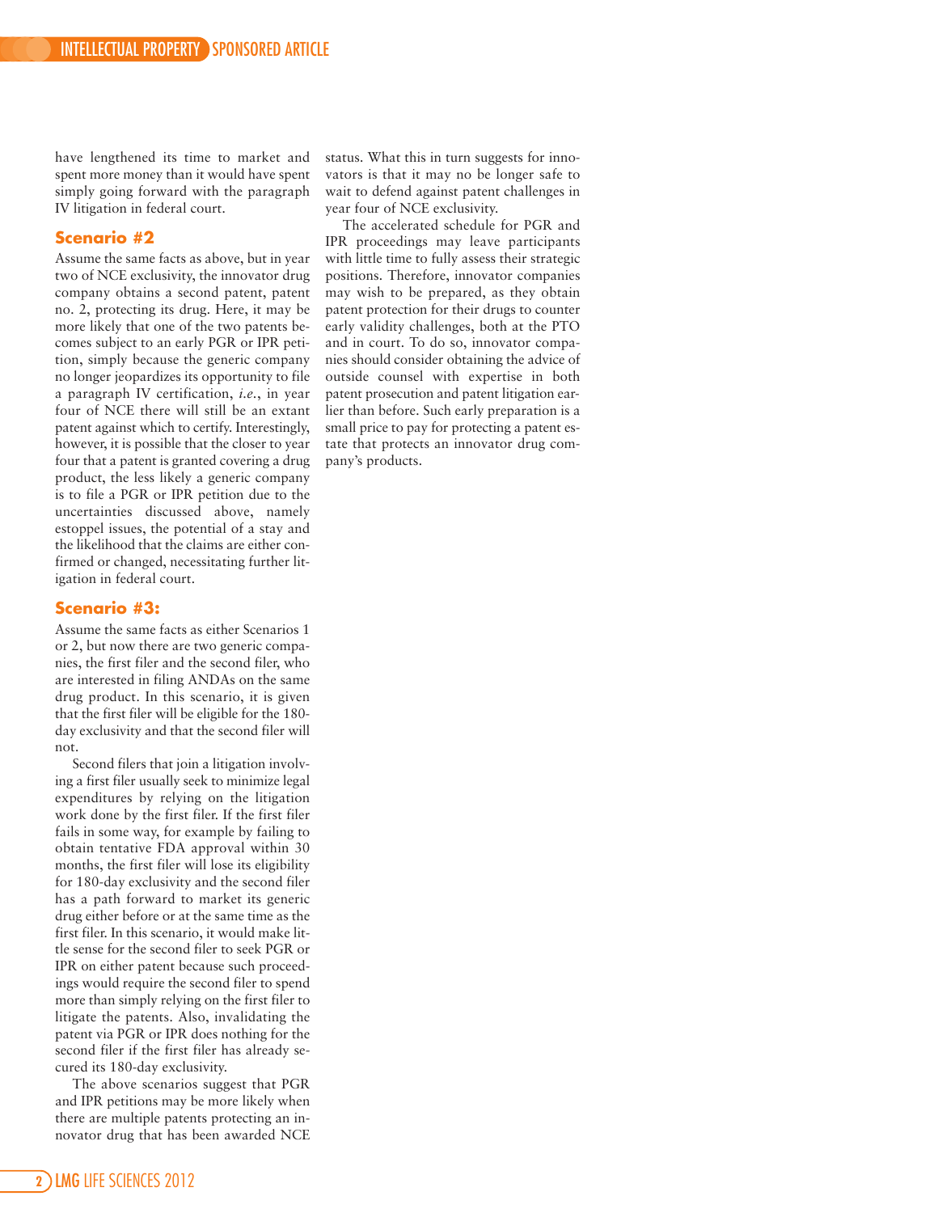have lengthened its time to market and spent more money than it would have spent simply going forward with the paragraph IV litigation in federal court.

### Scenario #2

Assume the same facts as above, but in year two of NCE exclusivity, the innovator drug company obtains a second patent, patent no. 2, protecting its drug. Here, it may be more likely that one of the two patents becomes subject to an early PGR or IPR petition, simply because the generic company no longer jeopardizes its opportunity to file a paragraph IV certification, *i.e.*, in year four of NCE there will still be an extant patent against which to certify. Interestingly, however, it is possible that the closer to year four that a patent is granted covering a drug product, the less likely a generic company is to file a PGR or IPR petition due to the uncertainties discussed above, namely estoppel issues, the potential of a stay and the likelihood that the claims are either confirmed or changed, necessitating further litigation in federal court.

### Scenario #3:

Assume the same facts as either Scenarios 1 or 2, but now there are two generic companies, the first filer and the second filer, who are interested in filing ANDAs on the same drug product. In this scenario, it is given that the first filer will be eligible for the 180-day exclusivity and that the second filer will not.

Second filers that join a litigation involving a first filer usually seek to minimize legal expenditures by relying on the litigation work done by the first filer. If the first filer fails in some way, for example by failing to obtain tentative FDA approval within 30 months, the first filer will lose its eligibility for 180-day exclusivity and the second filer has a path forward to market its generic drug either before or at the same time as the first filer. In this scenario, it would make little sense for the second filer to seek PGR or IPR on either patent because such proceedings would require the second filer to spend more than simply relying on the first filer to litigate the patents. Also, invalidating the patent via PGR or IPR does nothing for the second filer if the first filer has already secured its 180-day exclusivity.

The above scenarios suggest that PGR and IPR petitions may be more likely when there are multiple patents protecting an innovator drug that has been awarded NCE status. What this in turn suggests for innovators is that it may no be longer safe to wait to defend against patent challenges in year four of NCE exclusivity.

The accelerated schedule for PGR and IPR proceedings may leave participants with little time to fully assess their strategic positions. Therefore, innovator companies may wish to be prepared, as they obtain patent protection for their drugs to counter early validity challenges, both at the PTO and in court. To do so, innovator companies should consider obtaining the advice of outside counsel with expertise in both patent prosecution and patent litigation earlier than before. Such early preparation is a small price to pay for protecting a patent estate that protects an innovator drug company's products.